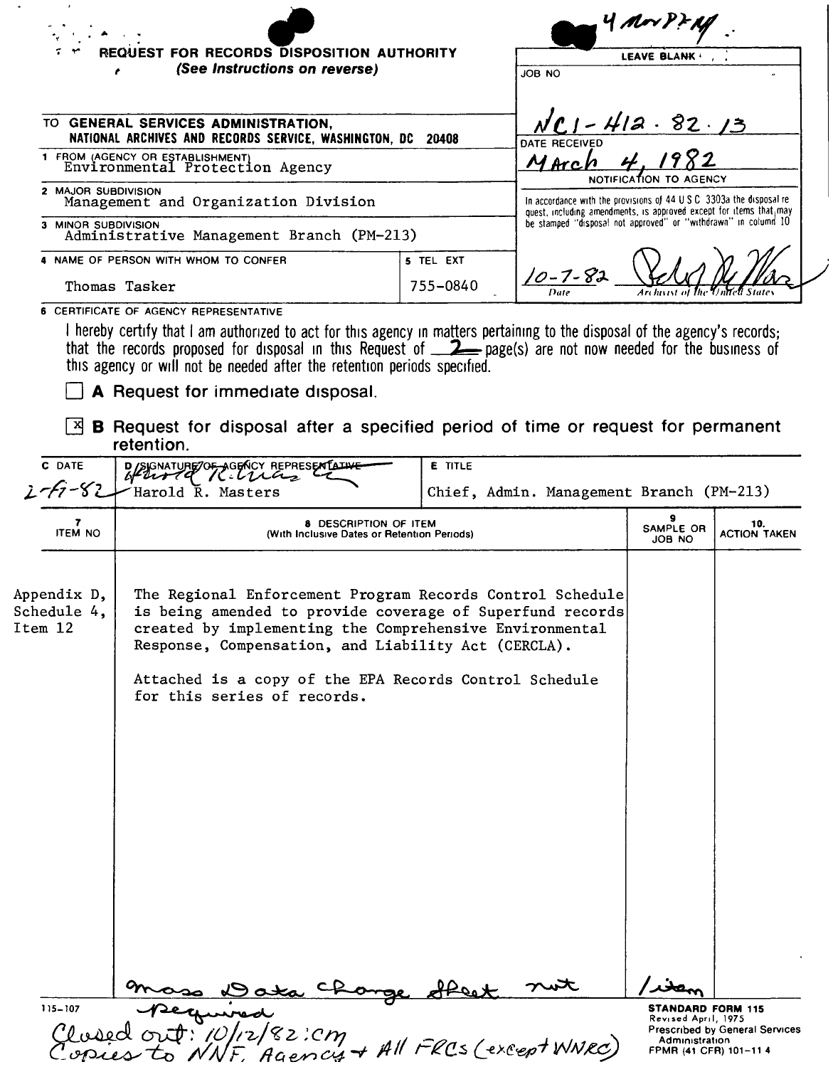4 Nov PZ M

# REQUEST FOR RECORDS DISPOSITION AUTHORITY

*(See Instructions on reverse)*

| | LEAVE BLANK |
|---|---|
| TO **GENERAL SERVICES ADMINISTRATION, NATIONAL ARCHIVES AND RECORDS SERVICE, WASHINGTON, DC 20408** | JOB NO: NC1-412-82-13 |
| 1 FROM (AGENCY OR ESTABLISHMENT): Environmental Protection Agency | DATE RECEIVED: March 4, 1982 |
| 2 MAJOR SUBDIVISION: Management and Organization Division | NOTIFICATION TO AGENCY |
| 3 MINOR SUBDIVISION: Administrative Management Branch (PM-213) | In accordance with the provisions of 44 U.S.C. 3303a the disposal request, including amendments, is approved except for items that may be stamped "disposal not approved" or "withdrawn" in column 10 |
| 4 NAME OF PERSON WITH WHOM TO CONFER: Thomas Tasker — 5 TEL EXT: 755-0840 | 10-7-82 (Date) — [signature] (Archivist of the United States) |

6 CERTIFICATE OF AGENCY REPRESENTATIVE

I hereby certify that I am authorized to act for this agency in matters pertaining to the disposal of the agency's records; that the records proposed for disposal in this Request of 2 page(s) are not now needed for the business of this agency or will not be needed after the retention periods specified.

☐ **A** Request for immediate disposal.

☒ **B** Request for disposal after a specified period of time or request for permanent retention.

| C DATE | D SIGNATURE OF AGENCY REPRESENTATIVE | E TITLE |
|---|---|---|
| 2-17-82 | Harold R. Masters | Chief, Admin. Management Branch (PM-213) |

| 7 ITEM NO | 8 DESCRIPTION OF ITEM (With Inclusive Dates or Retention Periods) | 9 SAMPLE OR JOB NO | 10. ACTION TAKEN |
|---|---|---|---|
| Appendix D, Schedule 4, Item 12 | The Regional Enforcement Program Records Control Schedule is being amended to provide coverage of Superfund records created by implementing the Comprehensive Environmental Response, Compensation, and Liability Act (CERCLA).<br><br>Attached is a copy of the EPA Records Control Schedule for this series of records. | | |
| | Mass Data Change Sheet not required | 1 item | |

Closed out: 10/12/82: cm
Copies to NNF, Agency + All FRCs (except WNRC)

115-107

STANDARD FORM 115
Revised April, 1975
Prescribed by General Services Administration
FPMR (41 CFR) 101-11.4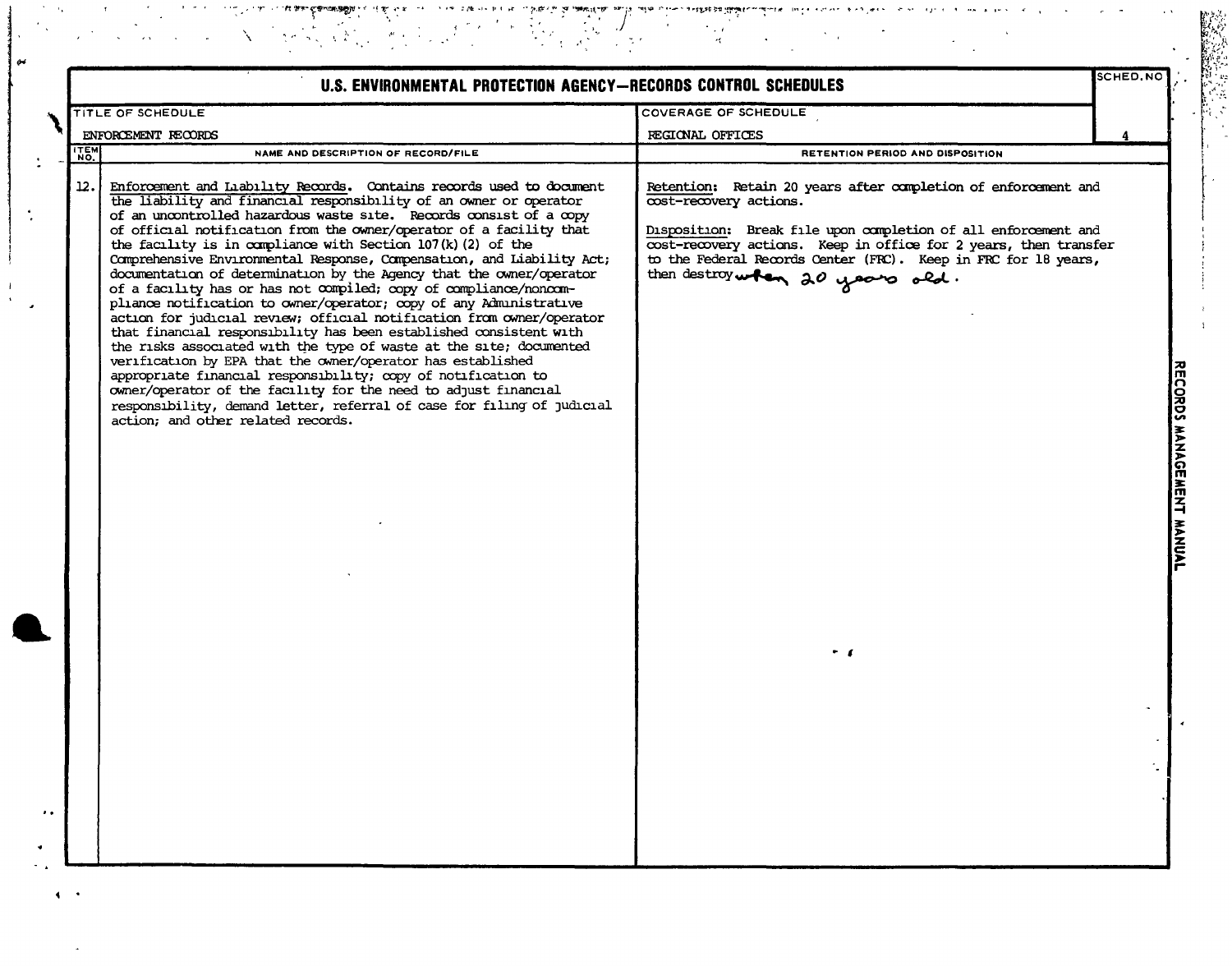# U.S. ENVIRONMENTAL PROTECTION AGENCY—RECORDS CONTROL SCHEDULES

| TITLE OF SCHEDULE | COVERAGE OF SCHEDULE | SCHED. NO |
|---|---|---|
| ENFORCEMENT RECORDS | REGIONAL OFFICES | 4 |

| ITEM NO. | NAME AND DESCRIPTION OF RECORD/FILE | RETENTION PERIOD AND DISPOSITION |
|---|---|---|
| 12. | Enforcement and Liability Records. Contains records used to document the liability and financial responsibility of an owner or operator of an uncontrolled hazardous waste site. Records consist of a copy of official notification from the owner/operator of a facility that the facility is in compliance with Section 107(k)(2) of the Comprehensive Environmental Response, Compensation, and Liability Act; documentation of determination by the Agency that the owner/operator of a facility has or has not compiled; copy of compliance/noncompliance notification to owner/operator; copy of any Administrative action for judicial review; official notification from owner/operator that financial responsibility has been established consistent with the risks associated with the type of waste at the site; documented verification by EPA that the owner/operator has established appropriate financial responsibility; copy of notification to owner/operator of the facility for the need to adjust financial responsibility, demand letter, referral of case for filing of judicial action; and other related records. | Retention: Retain 20 years after completion of enforcement and cost-recovery actions.<br><br>Disposition: Break file upon completion of all enforcement and cost-recovery actions. Keep in office for 2 years, then transfer to the Federal Records Center (FRC). Keep in FRC for 18 years, then destroy when 20 years old. |

RECORDS MANAGEMENT MANUAL